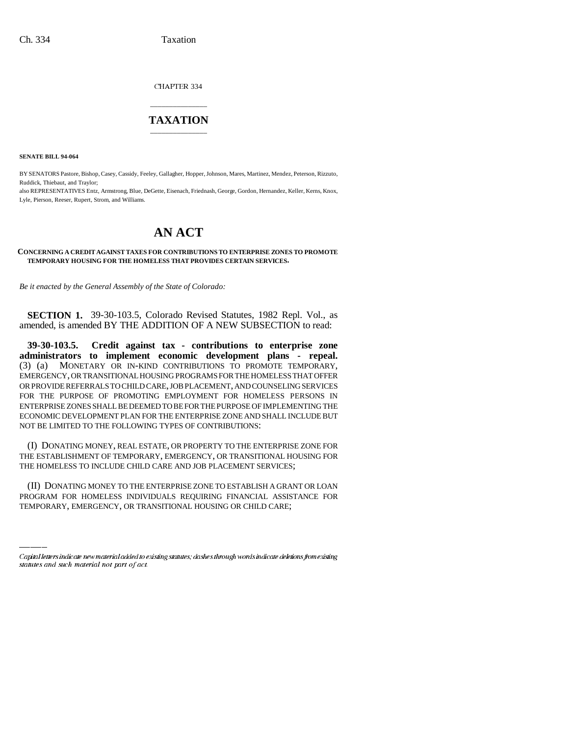CHAPTER 334

# TAXATION

**SENATE BILL 94-064**

BY SENATORS Pastore, Bishop, Casey, Cassidy, Feeley, Gallagher, Hopper, Johnson, Mares, Martinez, Mendez, Peterson, Rizzuto, Ruddick, Thiebaut, and Traylor;

also REPRESENTATIVES Entz, Armstrong, Blue, DeGette, Eisenach, Friednash, George, Gordon, Hernandez, Keller, Kerns, Knox, Lyle, Pierson, Reeser, Rupert, Strom, and Williams.

# AN ACT

**CONCERNING A CREDIT AGAINST TAXES FOR CONTRIBUTIONS TO ENTERPRISE ZONES TO PROMOTE TEMPORARY HOUSING FOR THE HOMELESS THAT PROVIDES CERTAIN SERVICES.**

*Be it enacted by the General Assembly of the State of Colorado:*

**SECTION 1.** 39-30-103.5, Colorado Revised Statutes, 1982 Repl. Vol., as amended, is amended BY THE ADDITION OF A NEW SUBSECTION to read:

**39-30-103.5. Credit against tax - contributions to enterprise zone administrators to implement economic development plans - repeal.** (3) (a) MONETARY OR IN-KIND CONTRIBUTIONS TO PROMOTE TEMPORARY, EMERGENCY, OR TRANSITIONAL HOUSING PROGRAMS FOR THE HOMELESS THAT OFFER OR PROVIDE REFERRALS TO CHILD CARE, JOB PLACEMENT, AND COUNSELING SERVICES FOR THE PURPOSE OF PROMOTING EMPLOYMENT FOR HOMELESS PERSONS IN ENTERPRISE ZONES SHALL BE DEEMED TO BE FOR THE PURPOSE OF IMPLEMENTING THE ECONOMIC DEVELOPMENT PLAN FOR THE ENTERPRISE ZONE AND SHALL INCLUDE BUT NOT BE LIMITED TO THE FOLLOWING TYPES OF CONTRIBUTIONS:

(I) DONATING MONEY, REAL ESTATE, OR PROPERTY TO THE ENTERPRISE ZONE FOR THE ESTABLISHMENT OF TEMPORARY, EMERGENCY, OR TRANSITIONAL HOUSING FOR THE HOMELESS TO INCLUDE CHILD CARE AND JOB PLACEMENT SERVICES;

(II) DONATING MONEY TO THE ENTERPRISE ZONE TO ESTABLISH A GRANT OR LOAN PROGRAM FOR HOMELESS INDIVIDUALS REQUIRING FINANCIAL ASSISTANCE FOR TEMPORARY, EMERGENCY, OR TRANSITIONAL HOUSING OR CHILD CARE;

*Capital letters indicate new material added to existing statutes; dashes through words indicate deletions from existing statutes and such material not part of act.*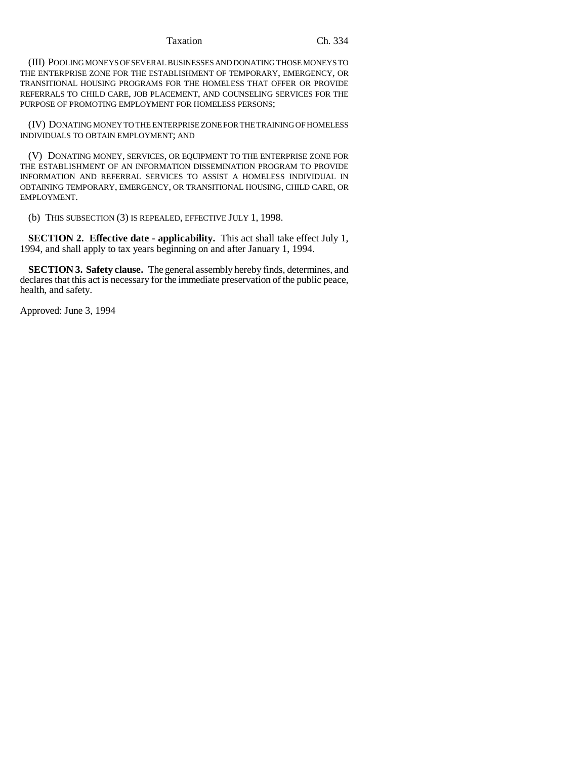(III) POOLING MONEYS OF SEVERAL BUSINESSES AND DONATING THOSE MONEYS TO THE ENTERPRISE ZONE FOR THE ESTABLISHMENT OF TEMPORARY, EMERGENCY, OR TRANSITIONAL HOUSING PROGRAMS FOR THE HOMELESS THAT OFFER OR PROVIDE REFERRALS TO CHILD CARE, JOB PLACEMENT, AND COUNSELING SERVICES FOR THE PURPOSE OF PROMOTING EMPLOYMENT FOR HOMELESS PERSONS;

(IV) DONATING MONEY TO THE ENTERPRISE ZONE FOR THE TRAINING OF HOMELESS INDIVIDUALS TO OBTAIN EMPLOYMENT; AND

(V) DONATING MONEY, SERVICES, OR EQUIPMENT TO THE ENTERPRISE ZONE FOR THE ESTABLISHMENT OF AN INFORMATION DISSEMINATION PROGRAM TO PROVIDE INFORMATION AND REFERRAL SERVICES TO ASSIST A HOMELESS INDIVIDUAL IN OBTAINING TEMPORARY, EMERGENCY, OR TRANSITIONAL HOUSING, CHILD CARE, OR EMPLOYMENT.

(b) THIS SUBSECTION (3) IS REPEALED, EFFECTIVE JULY 1, 1998.

**SECTION 2. Effective date - applicability.** This act shall take effect July 1, 1994, and shall apply to tax years beginning on and after January 1, 1994.

**SECTION 3. Safety clause.** The general assembly hereby finds, determines, and declares that this act is necessary for the immediate preservation of the public peace, health, and safety.

Approved: June 3, 1994